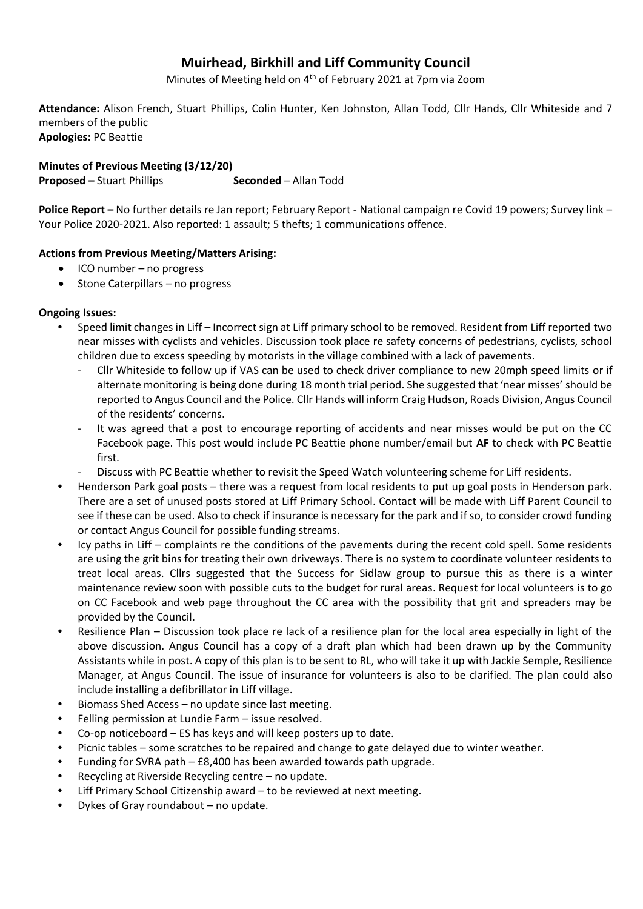# Muirhead, Birkhill and Liff Community Council

Minutes of Meeting held on 4th of February 2021 at 7pm via Zoom

**Attendance:** Alison French, Stuart Phillips, Colin Hunter, Ken Johnston, Allan Todd, Cllr Hands, Cllr Whiteside and 7 members of the public
**Apologies:** PC Beattie

**Minutes of Previous Meeting (3/12/20)**
**Proposed –** Stuart Phillips **Seconded** – Allan Todd

**Police Report –** No further details re Jan report; February Report - National campaign re Covid 19 powers; Survey link – Your Police 2020-2021. Also reported: 1 assault; 5 thefts; 1 communications offence.

**Actions from Previous Meeting/Matters Arising:**

- ICO number – no progress
- Stone Caterpillars – no progress

**Ongoing Issues:**

- Speed limit changes in Liff – Incorrect sign at Liff primary school to be removed. Resident from Liff reported two near misses with cyclists and vehicles. Discussion took place re safety concerns of pedestrians, cyclists, school children due to excess speeding by motorists in the village combined with a lack of pavements.
  - Cllr Whiteside to follow up if VAS can be used to check driver compliance to new 20mph speed limits or if alternate monitoring is being done during 18 month trial period. She suggested that 'near misses' should be reported to Angus Council and the Police. Cllr Hands will inform Craig Hudson, Roads Division, Angus Council of the residents' concerns.
  - It was agreed that a post to encourage reporting of accidents and near misses would be put on the CC Facebook page. This post would include PC Beattie phone number/email but **AF** to check with PC Beattie first.
  - Discuss with PC Beattie whether to revisit the Speed Watch volunteering scheme for Liff residents.
- Henderson Park goal posts – there was a request from local residents to put up goal posts in Henderson park. There are a set of unused posts stored at Liff Primary School. Contact will be made with Liff Parent Council to see if these can be used. Also to check if insurance is necessary for the park and if so, to consider crowd funding or contact Angus Council for possible funding streams.
- Icy paths in Liff – complaints re the conditions of the pavements during the recent cold spell. Some residents are using the grit bins for treating their own driveways. There is no system to coordinate volunteer residents to treat local areas. Cllrs suggested that the Success for Sidlaw group to pursue this as there is a winter maintenance review soon with possible cuts to the budget for rural areas. Request for local volunteers is to go on CC Facebook and web page throughout the CC area with the possibility that grit and spreaders may be provided by the Council.
- Resilience Plan – Discussion took place re lack of a resilience plan for the local area especially in light of the above discussion. Angus Council has a copy of a draft plan which had been drawn up by the Community Assistants while in post. A copy of this plan is to be sent to RL, who will take it up with Jackie Semple, Resilience Manager, at Angus Council. The issue of insurance for volunteers is also to be clarified. The plan could also include installing a defibrillator in Liff village.
- Biomass Shed Access – no update since last meeting.
- Felling permission at Lundie Farm – issue resolved.
- Co-op noticeboard – ES has keys and will keep posters up to date.
- Picnic tables – some scratches to be repaired and change to gate delayed due to winter weather.
- Funding for SVRA path – £8,400 has been awarded towards path upgrade.
- Recycling at Riverside Recycling centre – no update.
- Liff Primary School Citizenship award – to be reviewed at next meeting.
- Dykes of Gray roundabout – no update.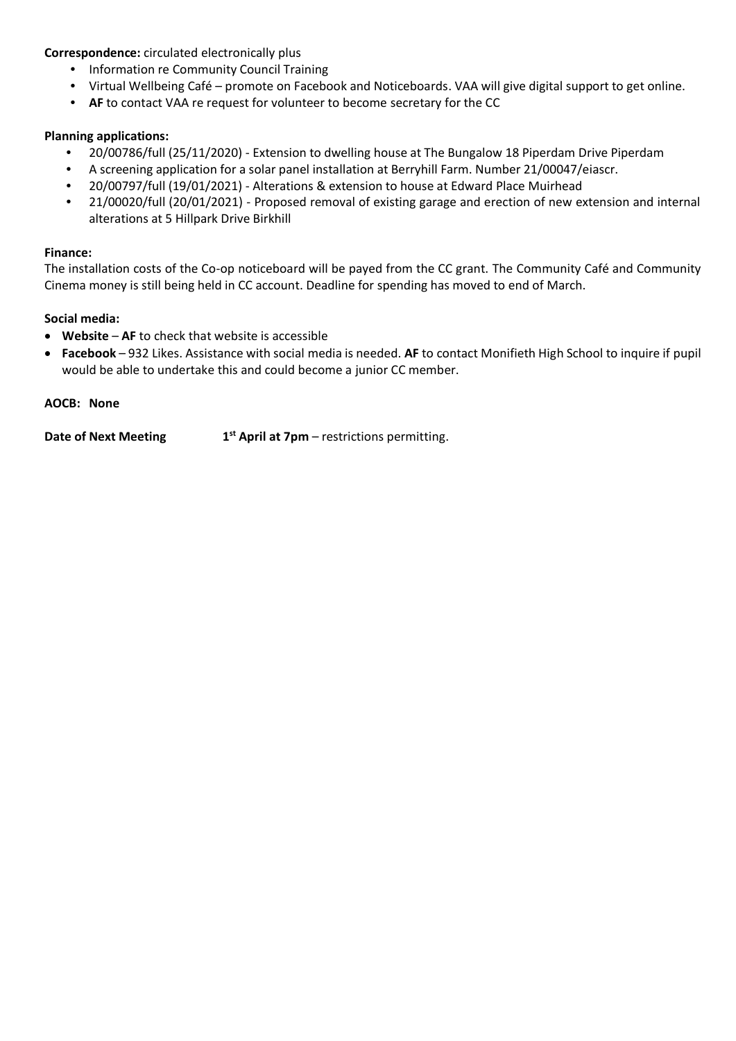**Correspondence:** circulated electronically plus

- Information re Community Council Training
- Virtual Wellbeing Café – promote on Facebook and Noticeboards. VAA will give digital support to get online.
- **AF** to contact VAA re request for volunteer to become secretary for the CC

**Planning applications:**

- 20/00786/full (25/11/2020) - Extension to dwelling house at The Bungalow 18 Piperdam Drive Piperdam
- A screening application for a solar panel installation at Berryhill Farm. Number 21/00047/eiascr.
- 20/00797/full (19/01/2021) - Alterations & extension to house at Edward Place Muirhead
- 21/00020/full (20/01/2021) - Proposed removal of existing garage and erection of new extension and internal alterations at 5 Hillpark Drive Birkhill

**Finance:**

The installation costs of the Co-op noticeboard will be payed from the CC grant. The Community Café and Community Cinema money is still being held in CC account. Deadline for spending has moved to end of March.

**Social media:**

- **Website** – **AF** to check that website is accessible
- **Facebook** – 932 Likes. Assistance with social media is needed. **AF** to contact Monifieth High School to inquire if pupil would be able to undertake this and could become a junior CC member.

**AOCB: None**

**Date of Next Meeting** **1st April at 7pm** – restrictions permitting.